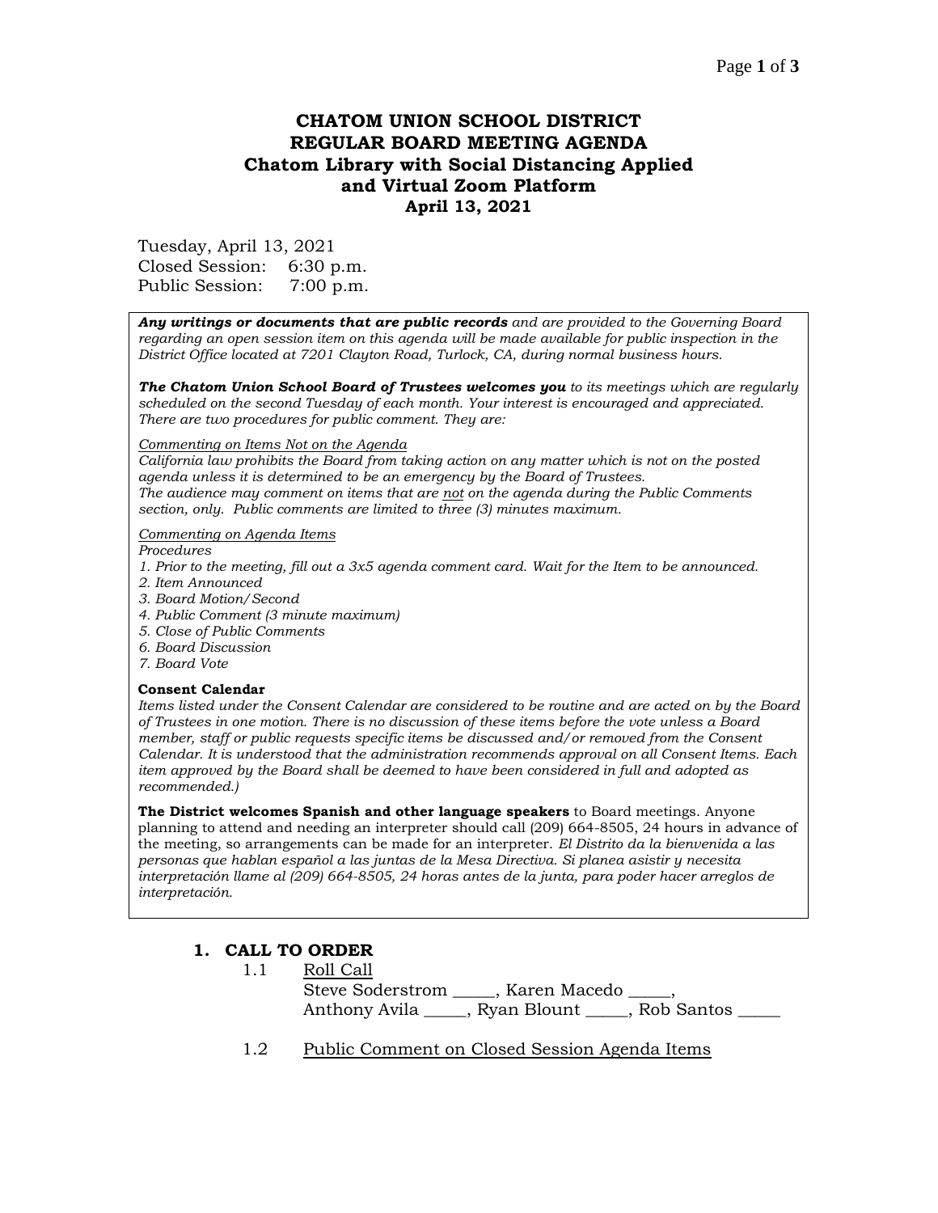# CHATOM UNION SCHOOL DISTRICT
# REGULAR BOARD MEETING AGENDA
## Chatom Library with Social Distancing Applied and Virtual Zoom Platform
## April 13, 2021

Tuesday, April 13, 2021
Closed Session: 6:30 p.m.
Public Session: 7:00 p.m.

***Any writings or documents that are public records*** *and are provided to the Governing Board regarding an open session item on this agenda will be made available for public inspection in the District Office located at 7201 Clayton Road, Turlock, CA, during normal business hours.*

***The Chatom Union School Board of Trustees welcomes you*** *to its meetings which are regularly scheduled on the second Tuesday of each month. Your interest is encouraged and appreciated. There are two procedures for public comment. They are:*

*Commenting on Items Not on the Agenda*
*California law prohibits the Board from taking action on any matter which is not on the posted agenda unless it is determined to be an emergency by the Board of Trustees.*
*The audience may comment on items that are not on the agenda during the Public Comments section, only. Public comments are limited to three (3) minutes maximum.*

*Commenting on Agenda Items*
*Procedures*
*1. Prior to the meeting, fill out a 3x5 agenda comment card. Wait for the Item to be announced.*
*2. Item Announced*
*3. Board Motion/Second*
*4. Public Comment (3 minute maximum)*
*5. Close of Public Comments*
*6. Board Discussion*
*7. Board Vote*

**Consent Calendar**
*Items listed under the Consent Calendar are considered to be routine and are acted on by the Board of Trustees in one motion. There is no discussion of these items before the vote unless a Board member, staff or public requests specific items be discussed and/or removed from the Consent Calendar. It is understood that the administration recommends approval on all Consent Items. Each item approved by the Board shall be deemed to have been considered in full and adopted as recommended.)*

**The District welcomes Spanish and other language speakers** to Board meetings. Anyone planning to attend and needing an interpreter should call (209) 664-8505, 24 hours in advance of the meeting, so arrangements can be made for an interpreter. *El Distrito da la bienvenida a las personas que hablan español a las juntas de la Mesa Directiva. Si planea asistir y necesita interpretación llame al (209) 664-8505, 24 horas antes de la junta, para poder hacer arreglos de interpretación.*

## 1. CALL TO ORDER

1.1 Roll Call
Steve Soderstrom _____, Karen Macedo _____,
Anthony Avila _____, Ryan Blount _____, Rob Santos _____

1.2 Public Comment on Closed Session Agenda Items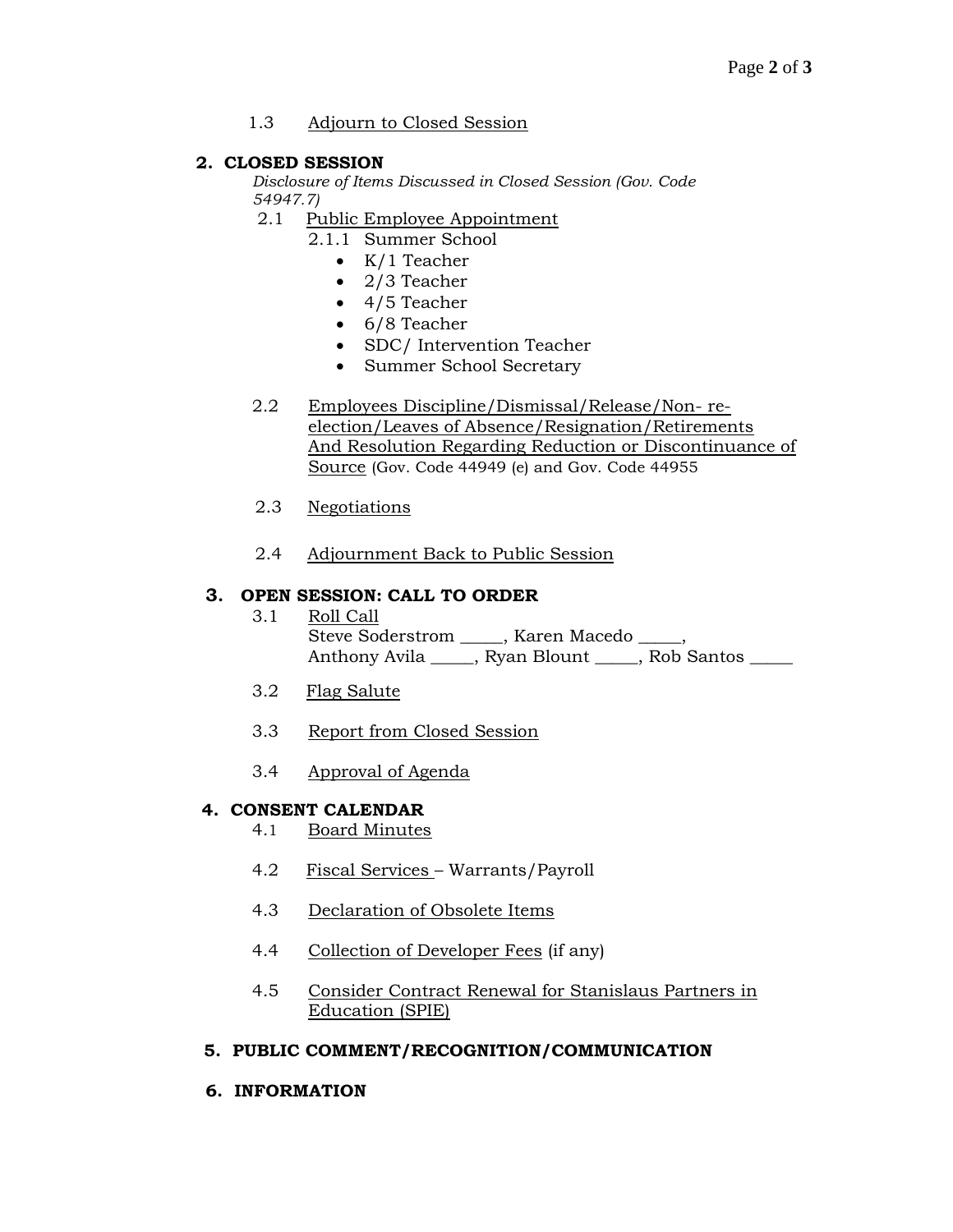1.3 Adjourn to Closed Session

## 2. CLOSED SESSION

*Disclosure of Items Discussed in Closed Session (Gov. Code 54947.7)*

2.1 Public Employee Appointment

2.1.1 Summer School

- K/1 Teacher
- 2/3 Teacher
- 4/5 Teacher
- 6/8 Teacher
- SDC/ Intervention Teacher
- Summer School Secretary

2.2 Employees Discipline/Dismissal/Release/Non- re-election/Leaves of Absence/Resignation/Retirements And Resolution Regarding Reduction or Discontinuance of Source (Gov. Code 44949 (e) and Gov. Code 44955

2.3 Negotiations

2.4 Adjournment Back to Public Session

## 3. OPEN SESSION: CALL TO ORDER

3.1 Roll Call

Steve Soderstrom _____, Karen Macedo _____,
Anthony Avila _____, Ryan Blount _____, Rob Santos _____

3.2 Flag Salute

3.3 Report from Closed Session

3.4 Approval of Agenda

## 4. CONSENT CALENDAR

4.1 Board Minutes

4.2 Fiscal Services – Warrants/Payroll

4.3 Declaration of Obsolete Items

4.4 Collection of Developer Fees (if any)

4.5 Consider Contract Renewal for Stanislaus Partners in Education (SPIE)

## 5. PUBLIC COMMENT/RECOGNITION/COMMUNICATION

## 6. INFORMATION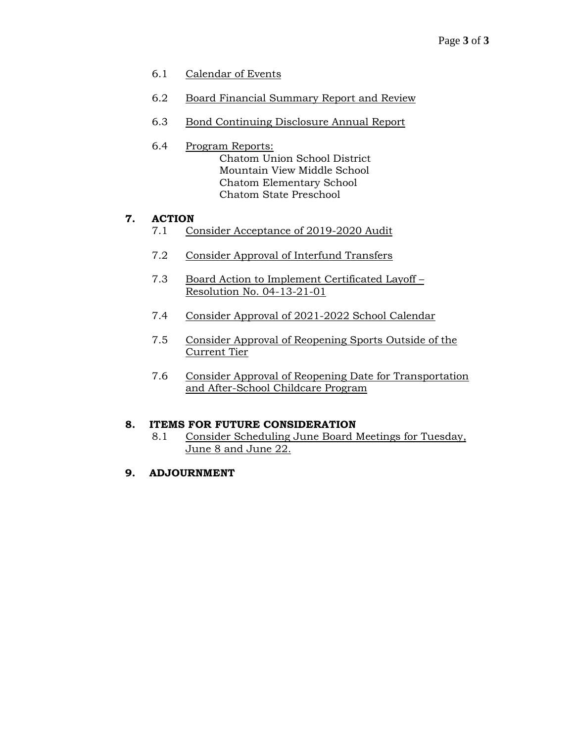6.1 Calendar of Events

6.2 Board Financial Summary Report and Review

6.3 Bond Continuing Disclosure Annual Report

6.4 Program Reports:
   Chatom Union School District
   Mountain View Middle School
   Chatom Elementary School
   Chatom State Preschool

## 7. ACTION

7.1 Consider Acceptance of 2019-2020 Audit

7.2 Consider Approval of Interfund Transfers

7.3 Board Action to Implement Certificated Layoff – Resolution No. 04-13-21-01

7.4 Consider Approval of 2021-2022 School Calendar

7.5 Consider Approval of Reopening Sports Outside of the Current Tier

7.6 Consider Approval of Reopening Date for Transportation and After-School Childcare Program

## 8. ITEMS FOR FUTURE CONSIDERATION

8.1 Consider Scheduling June Board Meetings for Tuesday, June 8 and June 22.

## 9. ADJOURNMENT